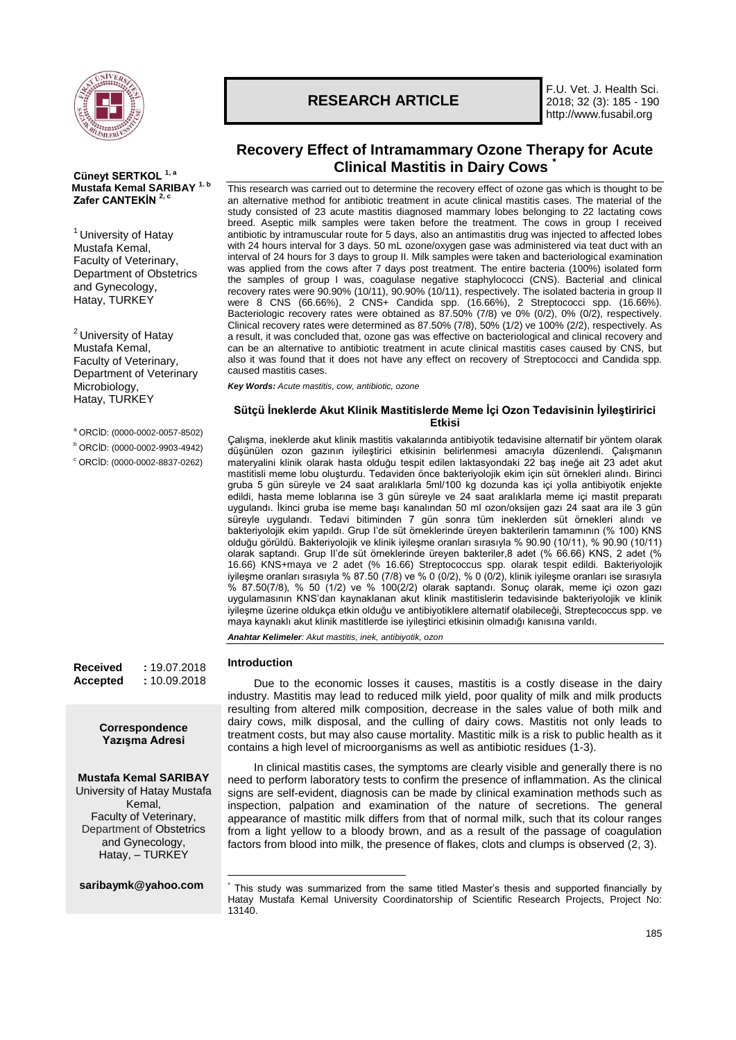**RESEARCH ARTICLE**

# Recovery Effect of Intramammary Ozone Therapy for Acute Clinical Mastitis in Dairy Cows [*]

**Cüneyt SERTKOL [1, a]**
**Mustafa Kemal SARIBAY [1, b]**
**Zafer CANTEKİN [2, c]**

[1] University of Hatay Mustafa Kemal, Faculty of Veterinary, Department of Obstetrics and Gynecology, Hatay, TURKEY

[2] University of Hatay Mustafa Kemal, Faculty of Veterinary, Department of Veterinary Microbiology, Hatay, TURKEY

[a] ORCİD: (0000-0002-0057-8502)
[b] ORCİD: (0000-0002-9903-4942)
[c] ORCİD: (0000-0002-8837-0262)

This research was carried out to determine the recovery effect of ozone gas which is thought to be an alternative method for antibiotic treatment in acute clinical mastitis cases. The material of the study consisted of 23 acute mastitis diagnosed mammary lobes belonging to 22 lactating cows breed. Aseptic milk samples were taken before the treatment. The cows in group I received antibiotic by intramuscular route for 5 days, also an antimastitis drug was injected to affected lobes with 24 hours interval for 3 days. 50 mL ozone/oxygen gase was administered via teat duct with an interval of 24 hours for 3 days to group II. Milk samples were taken and bacteriological examination was applied from the cows after 7 days post treatment. The entire bacteria (100%) isolated form the samples of group I was, coagulase negative staphylococci (CNS). Bacterial and clinical recovery rates were 90.90% (10/11), 90.90% (10/11), respectively. The isolated bacteria in group II were 8 CNS (66.66%), 2 CNS+ Candida spp. (16.66%), 2 Streptococci spp. (16.66%). Bacteriologic recovery rates were obtained as 87.50% (7/8) ve 0% (0/2), 0% (0/2), respectively. Clinical recovery rates were determined as 87.50% (7/8), 50% (1/2) ve 100% (2/2), respectively. As a result, it was concluded that, ozone gas was effective on bacteriological and clinical recovery and can be an alternative to antibiotic treatment in acute clinical mastitis cases caused by CNS, but also it was found that it does not have any effect on recovery of Streptococci and Candida spp. caused mastitis cases.

***Key Words:** Acute mastitis, cow, antibiotic, ozone*

### Sütçü İneklerde Akut Klinik Mastitislerde Meme İçi Ozon Tedavisinin İyileştiririci Etkisi

Çalışma, ineklerde akut klinik mastitis vakalarında antibiyotik tedavisine alternatif bir yöntem olarak düşünülen ozon gazının iyileştirici etkisinin belirlenmesi amacıyla düzenlendi. Çalışmanın materyalini klinik olarak hasta olduğu tespit edilen laktasyondaki 22 baş ineğe ait 23 adet akut mastitisli meme lobu oluşturdu. Tedaviden önce bakteriyolojik ekim için süt örnekleri alındı. Birinci gruba 5 gün süreyle ve 24 saat aralıklarla 5ml/100 kg dozunda kas içi yolla antibiyotik enjekte edildi, hasta meme loblarına ise 3 gün süreyle ve 24 saat aralıklarla meme içi mastit preparatı uygulandı. İkinci gruba ise meme başı kanalından 50 ml ozon/oksijen gazı 24 saat ara ile 3 gün süreyle uygulandı. Tedavi bitiminden 7 gün sonra tüm ineklerden süt örnekleri alındı ve bakteriyolojik ekim yapıldı. Grup I'de süt örneklerinde üreyen bakterilerin tamamının (% 100) KNS olduğu görüldü. Bakteriyolojik ve klinik iyileşme oranları sırasıyla % 90.90 (10/11), % 90.90 (10/11) olarak saptandı. Grup II'de süt örneklerinde üreyen bakteriler,8 adet (% 66.66) KNS, 2 adet (% 16.66) KNS+maya ve 2 adet (% 16.66) Streptococcus spp. olarak tespit edildi. Bakteriyolojik iyileşme oranları sırasıyla % 87.50 (7/8) ve % 0 (0/2), % 0 (0/2), klinik iyileşme oranları ise sırasıyla % 87.50(7/8), % 50 (1/2) ve % 100(2/2) olarak saptandı. Sonuç olarak, meme içi ozon gazı uygulamasının KNS'dan kaynaklanan akut klinik mastitislerin tedavisinde bakteriyolojik ve klinik iyileşme üzerine oldukça etkin olduğu ve antibiyotiklere alternatif olabileceği, Streptecoccus spp. ve maya kaynaklı akut klinik mastitlerde ise iyileştirici etkisinin olmadığı kanısına varıldı.

***Anahtar Kelimeler**: Akut mastitis, inek, antibiyotik, ozon*

**Received** : 19.07.2018
**Accepted** : 10.09.2018

**Correspondence**
**Yazışma Adresi**

**Mustafa Kemal SARIBAY**
University of Hatay Mustafa Kemal, Faculty of Veterinary, Department of Obstetrics and Gynecology, Hatay, – TURKEY

**saribaymk@yahoo.com**

## Introduction

Due to the economic losses it causes, mastitis is a costly disease in the dairy industry. Mastitis may lead to reduced milk yield, poor quality of milk and milk products resulting from altered milk composition, decrease in the sales value of both milk and dairy cows, milk disposal, and the culling of dairy cows. Mastitis not only leads to treatment costs, but may also cause mortality. Mastitic milk is a risk to public health as it contains a high level of microorganisms as well as antibiotic residues (1-3).

In clinical mastitis cases, the symptoms are clearly visible and generally there is no need to perform laboratory tests to confirm the presence of inflammation. As the clinical signs are self-evident, diagnosis can be made by clinical examination methods such as inspection, palpation and examination of the nature of secretions. The general appearance of mastitic milk differs from that of normal milk, such that its colour ranges from a light yellow to a bloody brown, and as a result of the passage of coagulation factors from blood into milk, the presence of flakes, clots and clumps is observed (2, 3).

[*] This study was summarized from the same titled Master's thesis and supported financially by Hatay Mustafa Kemal University Coordinatorship of Scientific Research Projects, Project No: 13140.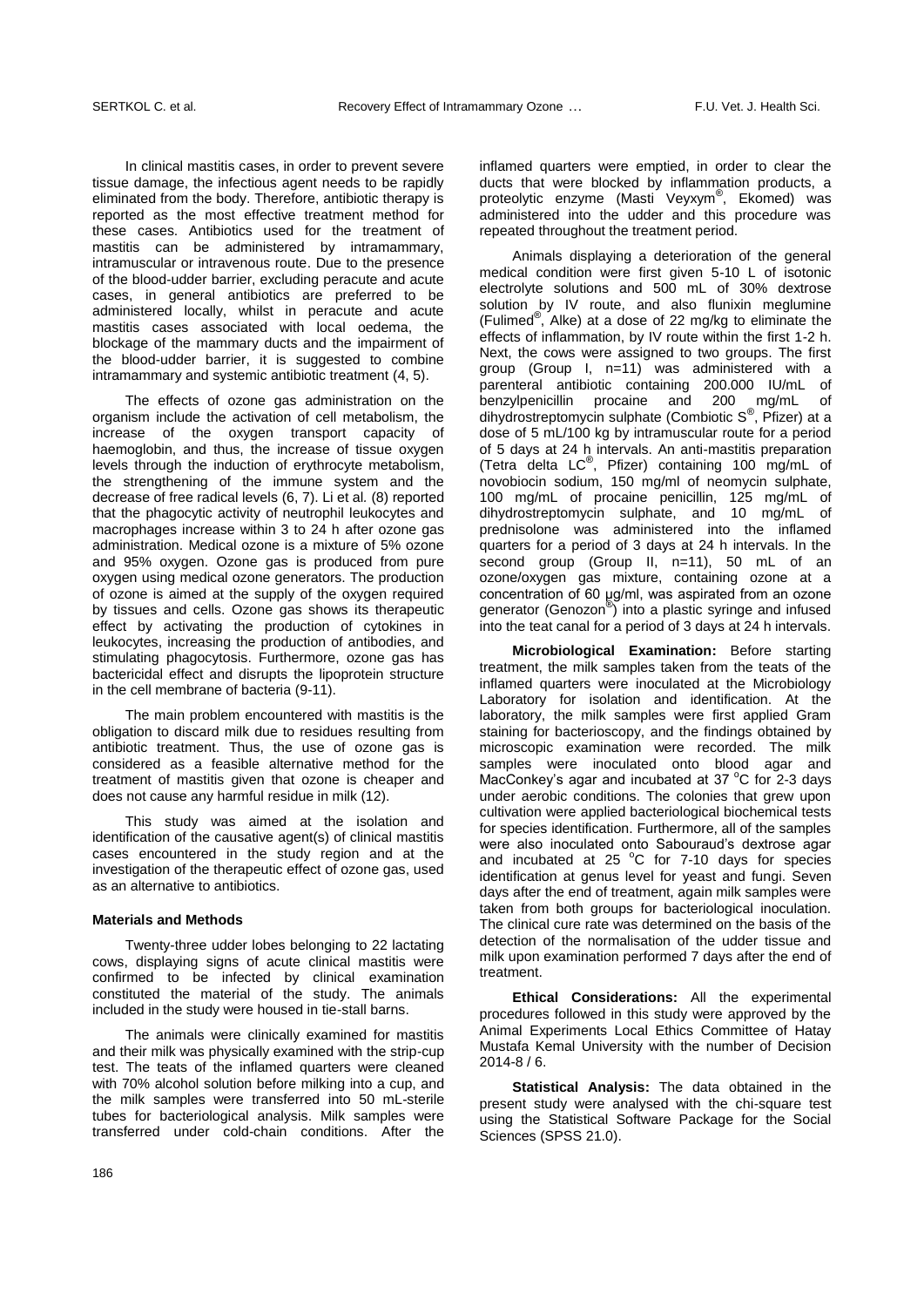In clinical mastitis cases, in order to prevent severe tissue damage, the infectious agent needs to be rapidly eliminated from the body. Therefore, antibiotic therapy is reported as the most effective treatment method for these cases. Antibiotics used for the treatment of mastitis can be administered by intramammary, intramuscular or intravenous route. Due to the presence of the blood-udder barrier, excluding peracute and acute cases, in general antibiotics are preferred to be administered locally, whilst in peracute and acute mastitis cases associated with local oedema, the blockage of the mammary ducts and the impairment of the blood-udder barrier, it is suggested to combine intramammary and systemic antibiotic treatment (4, 5).

The effects of ozone gas administration on the organism include the activation of cell metabolism, the increase of the oxygen transport capacity of haemoglobin, and thus, the increase of tissue oxygen levels through the induction of erythrocyte metabolism, the strengthening of the immune system and the decrease of free radical levels (6, 7). Li et al. (8) reported that the phagocytic activity of neutrophil leukocytes and macrophages increase within 3 to 24 h after ozone gas administration. Medical ozone is a mixture of 5% ozone and 95% oxygen. Ozone gas is produced from pure oxygen using medical ozone generators. The production of ozone is aimed at the supply of the oxygen required by tissues and cells. Ozone gas shows its therapeutic effect by activating the production of cytokines in leukocytes, increasing the production of antibodies, and stimulating phagocytosis. Furthermore, ozone gas has bactericidal effect and disrupts the lipoprotein structure in the cell membrane of bacteria (9-11).

The main problem encountered with mastitis is the obligation to discard milk due to residues resulting from antibiotic treatment. Thus, the use of ozone gas is considered as a feasible alternative method for the treatment of mastitis given that ozone is cheaper and does not cause any harmful residue in milk (12).

This study was aimed at the isolation and identification of the causative agent(s) of clinical mastitis cases encountered in the study region and at the investigation of the therapeutic effect of ozone gas, used as an alternative to antibiotics.

## Materials and Methods

Twenty-three udder lobes belonging to 22 lactating cows, displaying signs of acute clinical mastitis were confirmed to be infected by clinical examination constituted the material of the study. The animals included in the study were housed in tie-stall barns.

The animals were clinically examined for mastitis and their milk was physically examined with the strip-cup test. The teats of the inflamed quarters were cleaned with 70% alcohol solution before milking into a cup, and the milk samples were transferred into 50 mL-sterile tubes for bacteriological analysis. Milk samples were transferred under cold-chain conditions. After the inflamed quarters were emptied, in order to clear the ducts that were blocked by inflammation products, a proteolytic enzyme (Masti Veyxym®, Ekomed) was administered into the udder and this procedure was repeated throughout the treatment period.

Animals displaying a deterioration of the general medical condition were first given 5-10 L of isotonic electrolyte solutions and 500 mL of 30% dextrose solution by IV route, and also flunixin meglumine (Fulimed®, Alke) at a dose of 22 mg/kg to eliminate the effects of inflammation, by IV route within the first 1-2 h. Next, the cows were assigned to two groups. The first group (Group I, n=11) was administered with a parenteral antibiotic containing 200.000 IU/mL of benzylpenicillin procaine and 200 mg/mL of dihydrostreptomycin sulphate (Combiotic S®, Pfizer) at a dose of 5 mL/100 kg by intramuscular route for a period of 5 days at 24 h intervals. An anti-mastitis preparation (Tetra delta LC®, Pfizer) containing 100 mg/mL of novobiocin sodium, 150 mg/ml of neomycin sulphate, 100 mg/mL of procaine penicillin, 125 mg/mL of dihydrostreptomycin sulphate, and 10 mg/mL of prednisolone was administered into the inflamed quarters for a period of 3 days at 24 h intervals. In the second group (Group II, n=11), 50 mL of an ozone/oxygen gas mixture, containing ozone at a concentration of 60 µg/ml, was aspirated from an ozone generator (Genozon®) into a plastic syringe and infused into the teat canal for a period of 3 days at 24 h intervals.

**Microbiological Examination:** Before starting treatment, the milk samples taken from the teats of the inflamed quarters were inoculated at the Microbiology Laboratory for isolation and identification. At the laboratory, the milk samples were first applied Gram staining for bacterioscopy, and the findings obtained by microscopic examination were recorded. The milk samples were inoculated onto blood agar and MacConkey's agar and incubated at 37 °C for 2-3 days under aerobic conditions. The colonies that grew upon cultivation were applied bacteriological biochemical tests for species identification. Furthermore, all of the samples were also inoculated onto Sabouraud's dextrose agar and incubated at 25 °C for 7-10 days for species identification at genus level for yeast and fungi. Seven days after the end of treatment, again milk samples were taken from both groups for bacteriological inoculation. The clinical cure rate was determined on the basis of the detection of the normalisation of the udder tissue and milk upon examination performed 7 days after the end of treatment.

**Ethical Considerations:** All the experimental procedures followed in this study were approved by the Animal Experiments Local Ethics Committee of Hatay Mustafa Kemal University with the number of Decision 2014-8 / 6.

**Statistical Analysis:** The data obtained in the present study were analysed with the chi-square test using the Statistical Software Package for the Social Sciences (SPSS 21.0).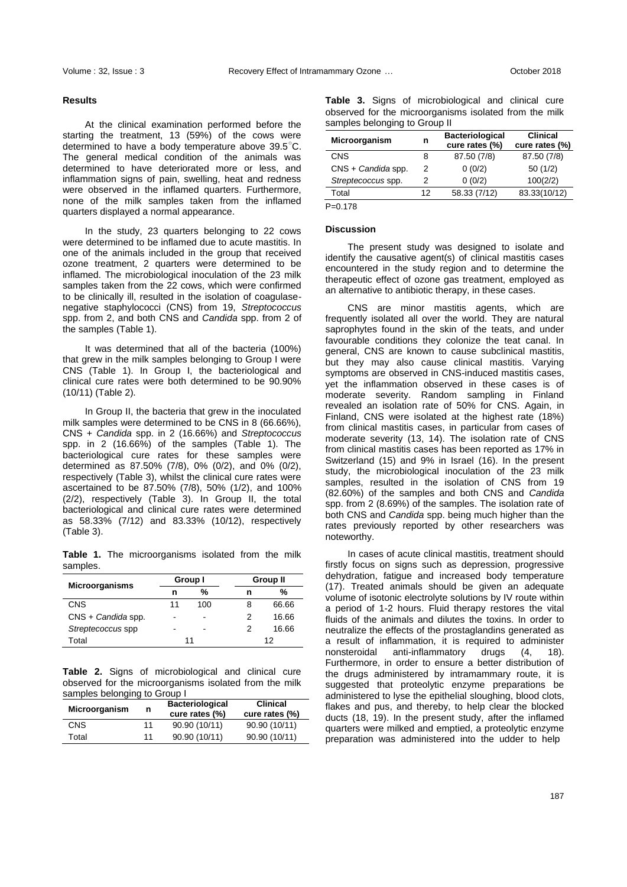## Results

At the clinical examination performed before the starting the treatment, 13 (59%) of the cows were determined to have a body temperature above 39.5°C. The general medical condition of the animals was determined to have deteriorated more or less, and inflammation signs of pain, swelling, heat and redness were observed in the inflamed quarters. Furthermore, none of the milk samples taken from the inflamed quarters displayed a normal appearance.

In the study, 23 quarters belonging to 22 cows were determined to be inflamed due to acute mastitis. In one of the animals included in the group that received ozone treatment, 2 quarters were determined to be inflamed. The microbiological inoculation of the 23 milk samples taken from the 22 cows, which were confirmed to be clinically ill, resulted in the isolation of coagulase-negative staphylococci (CNS) from 19, *Streptococcus* spp. from 2, and both CNS and *Candida* spp. from 2 of the samples (Table 1).

It was determined that all of the bacteria (100%) that grew in the milk samples belonging to Group I were CNS (Table 1). In Group I, the bacteriological and clinical cure rates were both determined to be 90.90% (10/11) (Table 2).

In Group II, the bacteria that grew in the inoculated milk samples were determined to be CNS in 8 (66.66%), CNS + *Candida* spp. in 2 (16.66%) and *Streptococcus* spp. in 2 (16.66%) of the samples (Table 1). The bacteriological cure rates for these samples were determined as 87.50% (7/8), 0% (0/2), and 0% (0/2), respectively (Table 3), whilst the clinical cure rates were ascertained to be 87.50% (7/8), 50% (1/2), and 100% (2/2), respectively (Table 3). In Group II, the total bacteriological and clinical cure rates were determined as 58.33% (7/12) and 83.33% (10/12), respectively (Table 3).

**Table 1.** The microorganisms isolated from the milk samples.

| Microorganisms | Group I | | Group II | |
|---|---|---|---|---|
| | n | % | n | % |
| CNS | 11 | 100 | 8 | 66.66 |
| CNS + *Candida* spp. | - | - | 2 | 16.66 |
| *Streptococcus* spp | - | - | 2 | 16.66 |
| Total | 11 | | 12 | |

**Table 2.** Signs of microbiological and clinical cure observed for the microorganisms isolated from the milk samples belonging to Group I

| Microorganism | n | Bacteriological cure rates (%) | Clinical cure rates (%) |
|---|---|---|---|
| CNS | 11 | 90.90 (10/11) | 90.90 (10/11) |
| Total | 11 | 90.90 (10/11) | 90.90 (10/11) |

**Table 3.** Signs of microbiological and clinical cure observed for the microorganisms isolated from the milk samples belonging to Group II

| Microorganism | n | Bacteriological cure rates (%) | Clinical cure rates (%) |
|---|---|---|---|
| CNS | 8 | 87.50 (7/8) | 87.50 (7/8) |
| CNS + *Candida* spp. | 2 | 0 (0/2) | 50 (1/2) |
| *Streptococcus* spp. | 2 | 0 (0/2) | 100(2/2) |
| Total | 12 | 58.33 (7/12) | 83.33(10/12) |

P=0.178

## Discussion

The present study was designed to isolate and identify the causative agent(s) of clinical mastitis cases encountered in the study region and to determine the therapeutic effect of ozone gas treatment, employed as an alternative to antibiotic therapy, in these cases.

CNS are minor mastitis agents, which are frequently isolated all over the world. They are natural saprophytes found in the skin of the teats, and under favourable conditions they colonize the teat canal. In general, CNS are known to cause subclinical mastitis, but they may also cause clinical mastitis. Varying symptoms are observed in CNS-induced mastitis cases, yet the inflammation observed in these cases is of moderate severity. Random sampling in Finland revealed an isolation rate of 50% for CNS. Again, in Finland, CNS were isolated at the highest rate (18%) from clinical mastitis cases, in particular from cases of moderate severity (13, 14). The isolation rate of CNS from clinical mastitis cases has been reported as 17% in Switzerland (15) and 9% in Israel (16). In the present study, the microbiological inoculation of the 23 milk samples, resulted in the isolation of CNS from 19 (82.60%) of the samples and both CNS and *Candida* spp. from 2 (8.69%) of the samples. The isolation rate of both CNS and *Candida* spp. being much higher than the rates previously reported by other researchers was noteworthy.

In cases of acute clinical mastitis, treatment should firstly focus on signs such as depression, progressive dehydration, fatigue and increased body temperature (17). Treated animals should be given an adequate volume of isotonic electrolyte solutions by IV route within a period of 1-2 hours. Fluid therapy restores the vital fluids of the animals and dilutes the toxins. In order to neutralize the effects of the prostaglandins generated as a result of inflammation, it is required to administer nonsteroidal anti-inflammatory drugs (4, 18). Furthermore, in order to ensure a better distribution of the drugs administered by intramammary route, it is suggested that proteolytic enzyme preparations be administered to lyse the epithelial sloughing, blood clots, flakes and pus, and thereby, to help clear the blocked ducts (18, 19). In the present study, after the inflamed quarters were milked and emptied, a proteolytic enzyme preparation was administered into the udder to help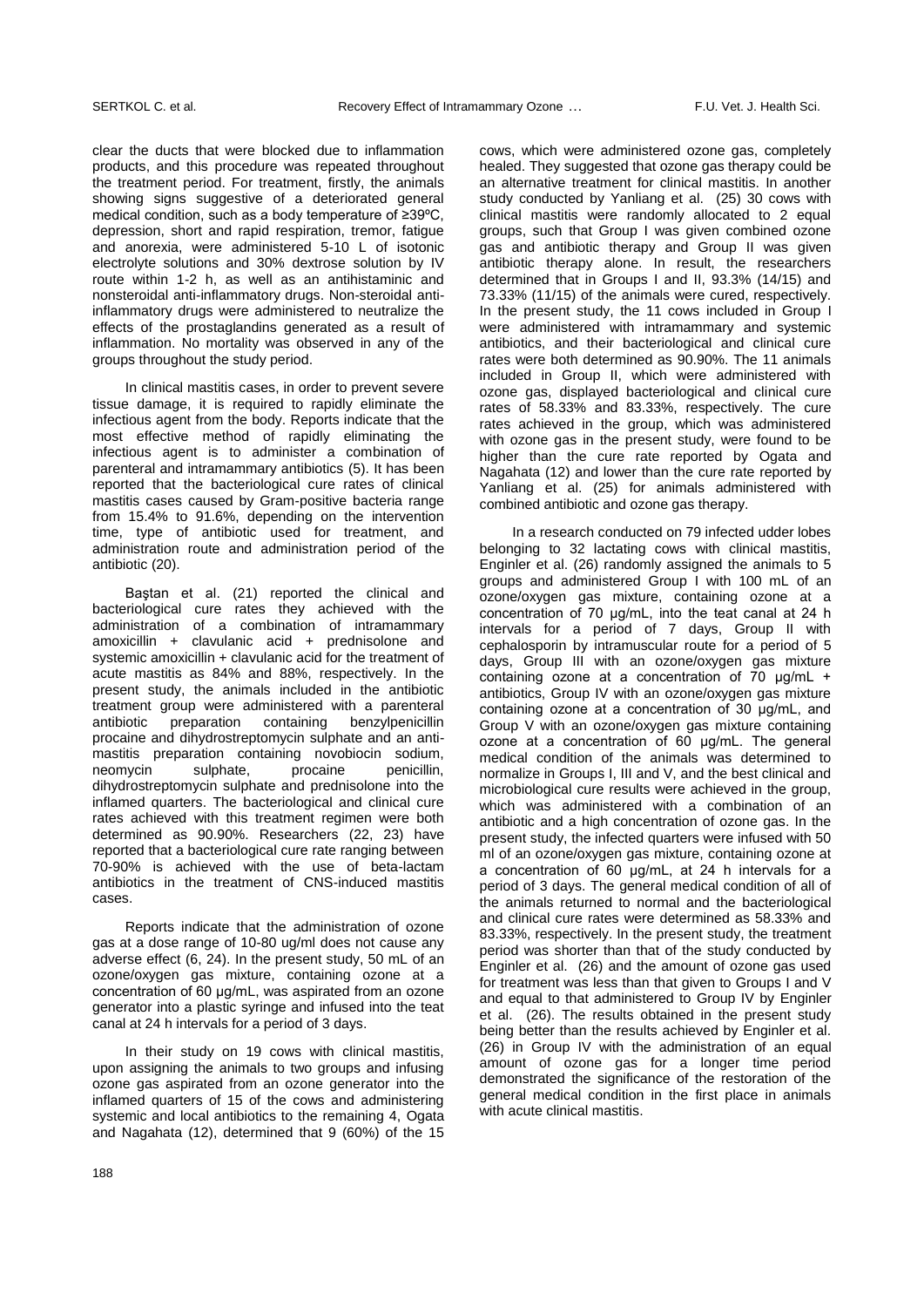clear the ducts that were blocked due to inflammation products, and this procedure was repeated throughout the treatment period. For treatment, firstly, the animals showing signs suggestive of a deteriorated general medical condition, such as a body temperature of ≥39ºC, depression, short and rapid respiration, tremor, fatigue and anorexia, were administered 5-10 L of isotonic electrolyte solutions and 30% dextrose solution by IV route within 1-2 h, as well as an antihistaminic and nonsteroidal anti-inflammatory drugs. Non-steroidal anti-inflammatory drugs were administered to neutralize the effects of the prostaglandins generated as a result of inflammation. No mortality was observed in any of the groups throughout the study period.

In clinical mastitis cases, in order to prevent severe tissue damage, it is required to rapidly eliminate the infectious agent from the body. Reports indicate that the most effective method of rapidly eliminating the infectious agent is to administer a combination of parenteral and intramammary antibiotics (5). It has been reported that the bacteriological cure rates of clinical mastitis cases caused by Gram-positive bacteria range from 15.4% to 91.6%, depending on the intervention time, type of antibiotic used for treatment, and administration route and administration period of the antibiotic (20).

Baştan et al. (21) reported the clinical and bacteriological cure rates they achieved with the administration of a combination of intramammary amoxicillin + clavulanic acid + prednisolone and systemic amoxicillin + clavulanic acid for the treatment of acute mastitis as 84% and 88%, respectively. In the present study, the animals included in the antibiotic treatment group were administered with a parenteral antibiotic preparation containing benzylpenicillin procaine and dihydrostreptomycin sulphate and an anti-mastitis preparation containing novobiocin sodium, neomycin sulphate, procaine penicillin, dihydrostreptomycin sulphate and prednisolone into the inflamed quarters. The bacteriological and clinical cure rates achieved with this treatment regimen were both determined as 90.90%. Researchers (22, 23) have reported that a bacteriological cure rate ranging between 70-90% is achieved with the use of beta-lactam antibiotics in the treatment of CNS-induced mastitis cases.

Reports indicate that the administration of ozone gas at a dose range of 10-80 ug/ml does not cause any adverse effect (6, 24). In the present study, 50 mL of an ozone/oxygen gas mixture, containing ozone at a concentration of 60 µg/mL, was aspirated from an ozone generator into a plastic syringe and infused into the teat canal at 24 h intervals for a period of 3 days.

In their study on 19 cows with clinical mastitis, upon assigning the animals to two groups and infusing ozone gas aspirated from an ozone generator into the inflamed quarters of 15 of the cows and administering systemic and local antibiotics to the remaining 4, Ogata and Nagahata (12), determined that 9 (60%) of the 15 cows, which were administered ozone gas, completely healed. They suggested that ozone gas therapy could be an alternative treatment for clinical mastitis. In another study conducted by Yanliang et al. (25) 30 cows with clinical mastitis were randomly allocated to 2 equal groups, such that Group I was given combined ozone gas and antibiotic therapy and Group II was given antibiotic therapy alone. In result, the researchers determined that in Groups I and II, 93.3% (14/15) and 73.33% (11/15) of the animals were cured, respectively. In the present study, the 11 cows included in Group I were administered with intramammary and systemic antibiotics, and their bacteriological and clinical cure rates were both determined as 90.90%. The 11 animals included in Group II, which were administered with ozone gas, displayed bacteriological and clinical cure rates of 58.33% and 83.33%, respectively. The cure rates achieved in the group, which was administered with ozone gas in the present study, were found to be higher than the cure rate reported by Ogata and Nagahata (12) and lower than the cure rate reported by Yanliang et al. (25) for animals administered with combined antibiotic and ozone gas therapy.

In a research conducted on 79 infected udder lobes belonging to 32 lactating cows with clinical mastitis, Enginler et al. (26) randomly assigned the animals to 5 groups and administered Group I with 100 mL of an ozone/oxygen gas mixture, containing ozone at a concentration of 70 µg/mL, into the teat canal at 24 h intervals for a period of 7 days, Group II with cephalosporin by intramuscular route for a period of 5 days, Group III with an ozone/oxygen gas mixture containing ozone at a concentration of 70 µg/mL + antibiotics, Group IV with an ozone/oxygen gas mixture containing ozone at a concentration of 30 µg/mL, and Group V with an ozone/oxygen gas mixture containing ozone at a concentration of 60 µg/mL. The general medical condition of the animals was determined to normalize in Groups I, III and V, and the best clinical and microbiological cure results were achieved in the group, which was administered with a combination of an antibiotic and a high concentration of ozone gas. In the present study, the infected quarters were infused with 50 ml of an ozone/oxygen gas mixture, containing ozone at a concentration of 60 µg/mL, at 24 h intervals for a period of 3 days. The general medical condition of all of the animals returned to normal and the bacteriological and clinical cure rates were determined as 58.33% and 83.33%, respectively. In the present study, the treatment period was shorter than that of the study conducted by Enginler et al. (26) and the amount of ozone gas used for treatment was less than that given to Groups I and V and equal to that administered to Group IV by Enginler et al. (26). The results obtained in the present study being better than the results achieved by Enginler et al. (26) in Group IV with the administration of an equal amount of ozone gas for a longer time period demonstrated the significance of the restoration of the general medical condition in the first place in animals with acute clinical mastitis.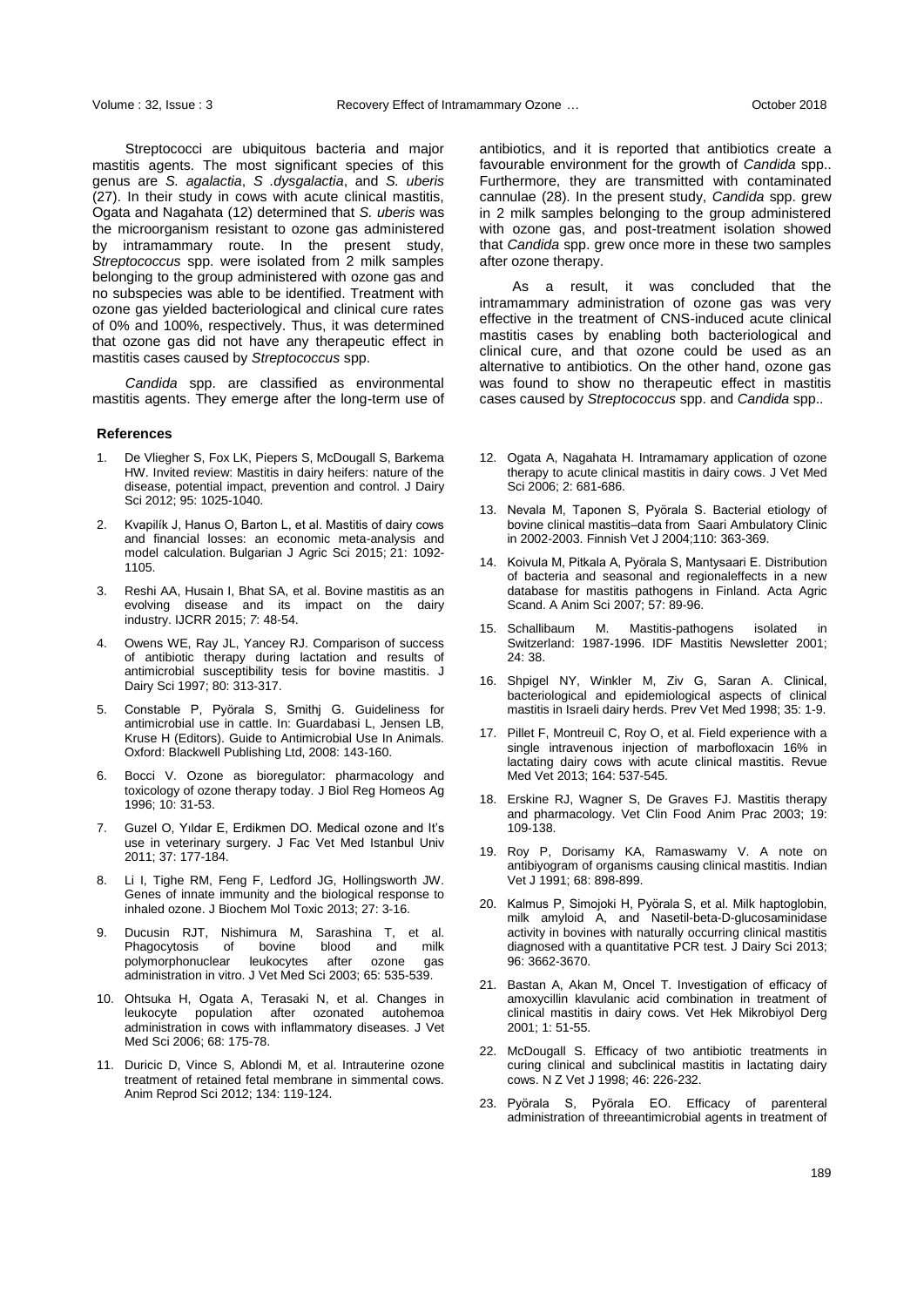Streptococci are ubiquitous bacteria and major mastitis agents. The most significant species of this genus are *S. agalactia*, *S .dysgalactia*, and *S. uberis* (27). In their study in cows with acute clinical mastitis, Ogata and Nagahata (12) determined that *S. uberis* was the microorganism resistant to ozone gas administered by intramammary route. In the present study, *Streptococcus* spp. were isolated from 2 milk samples belonging to the group administered with ozone gas and no subspecies was able to be identified. Treatment with ozone gas yielded bacteriological and clinical cure rates of 0% and 100%, respectively. Thus, it was determined that ozone gas did not have any therapeutic effect in mastitis cases caused by *Streptococcus* spp.

*Candida* spp. are classified as environmental mastitis agents. They emerge after the long-term use of antibiotics, and it is reported that antibiotics create a favourable environment for the growth of *Candida* spp.. Furthermore, they are transmitted with contaminated cannulae (28). In the present study, *Candida* spp. grew in 2 milk samples belonging to the group administered with ozone gas, and post-treatment isolation showed that *Candida* spp. grew once more in these two samples after ozone therapy.

As a result, it was concluded that the intramammary administration of ozone gas was very effective in the treatment of CNS-induced acute clinical mastitis cases by enabling both bacteriological and clinical cure, and that ozone could be used as an alternative to antibiotics. On the other hand, ozone gas was found to show no therapeutic effect in mastitis cases caused by *Streptococcus* spp. and *Candida* spp..

## References

1. De Vliegher S, Fox LK, Piepers S, McDougall S, Barkema HW. Invited review: Mastitis in dairy heifers: nature of the disease, potential impact, prevention and control. J Dairy Sci 2012; 95: 1025-1040.
2. Kvapilík J, Hanus O, Barton L, et al. Mastitis of dairy cows and financial losses: an economic meta-analysis and model calculation. Bulgarian J Agric Sci 2015; 21: 1092-1105.
3. Reshi AA, Husain I, Bhat SA, et al. Bovine mastitis as an evolving disease and its impact on the dairy industry. IJCRR 2015; 7: 48-54.
4. Owens WE, Ray JL, Yancey RJ. Comparison of success of antibiotic therapy during lactation and results of antimicrobial susceptibility tesis for bovine mastitis. J Dairy Sci 1997; 80: 313-317.
5. Constable P, Pyörala S, Smithj G. Guideliness for antimicrobial use in cattle. In: Guardabasi L, Jensen LB, Kruse H (Editors). Guide to Antimicrobial Use In Animals. Oxford: Blackwell Publishing Ltd, 2008: 143-160.
6. Bocci V. Ozone as bioregulator: pharmacology and toxicology of ozone therapy today. J Biol Reg Homeos Ag 1996; 10: 31-53.
7. Guzel O, Yıldar E, Erdikmen DO. Medical ozone and It's use in veterinary surgery. J Fac Vet Med Istanbul Univ 2011; 37: 177-184.
8. Li I, Tighe RM, Feng F, Ledford JG, Hollingsworth JW. Genes of innate immunity and the biological response to inhaled ozone. J Biochem Mol Toxic 2013; 27: 3-16.
9. Ducusin RJT, Nishimura M, Sarashina T, et al. Phagocytosis of bovine blood and milk polymorphonuclear leukocytes after ozone gas administration in vitro. J Vet Med Sci 2003; 65: 535-539.
10. Ohtsuka H, Ogata A, Terasaki N, et al. Changes in leukocyte population after ozonated autohemoa administration in cows with inflammatory diseases. J Vet Med Sci 2006; 68: 175-78.
11. Duricic D, Vince S, Ablondi M, et al. Intrauterine ozone treatment of retained fetal membrane in simmental cows. Anim Reprod Sci 2012; 134: 119-124.
12. Ogata A, Nagahata H. Intramamary application of ozone therapy to acute clinical mastitis in dairy cows. J Vet Med Sci 2006; 2: 681-686.
13. Nevala M, Taponen S, Pyörala S. Bacterial etiology of bovine clinical mastitis–data from Saari Ambulatory Clinic in 2002-2003. Finnish Vet J 2004;110: 363-369.
14. Koivula M, Pitkala A, Pyörala S, Mantysaari E. Distribution of bacteria and seasonal and regionaleffects in a new database for mastitis pathogens in Finland. Acta Agric Scand. A Anim Sci 2007; 57: 89-96.
15. Schallibaum M. Mastitis-pathogens isolated in Switzerland: 1987-1996. IDF Mastitis Newsletter 2001; 24: 38.
16. Shpigel NY, Winkler M, Ziv G, Saran A. Clinical, bacteriological and epidemiological aspects of clinical mastitis in Israeli dairy herds. Prev Vet Med 1998; 35: 1-9.
17. Pillet F, Montreuil C, Roy O, et al. Field experience with a single intravenous injection of marbofloxacin 16% in lactating dairy cows with acute clinical mastitis. Revue Med Vet 2013; 164: 537-545.
18. Erskine RJ, Wagner S, De Graves FJ. Mastitis therapy and pharmacology. Vet Clin Food Anim Prac 2003; 19: 109-138.
19. Roy P, Dorisamy KA, Ramaswamy V. A note on antibiyogram of organisms causing clinical mastitis. Indian Vet J 1991; 68: 898-899.
20. Kalmus P, Simojoki H, Pyörala S, et al. Milk haptoglobin, milk amyloid A, and Nasetil-beta-D-glucosaminidase activity in bovines with naturally occurring clinical mastitis diagnosed with a quantitative PCR test. J Dairy Sci 2013; 96: 3662-3670.
21. Bastan A, Akan M, Oncel T. Investigation of efficacy of amoxycillin klavulanic acid combination in treatment of clinical mastitis in dairy cows. Vet Hek Mikrobiyol Derg 2001; 1: 51-55.
22. McDougall S. Efficacy of two antibiotic treatments in curing clinical and subclinical mastitis in lactating dairy cows. N Z Vet J 1998; 46: 226-232.
23. Pyörala S, Pyörala EO. Efficacy of parenteral administration of threeantimicrobial agents in treatment of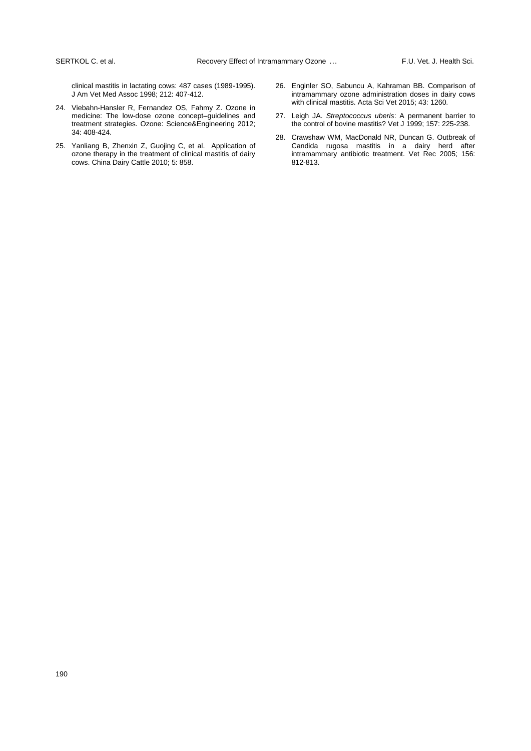clinical mastitis in lactating cows: 487 cases (1989-1995). J Am Vet Med Assoc 1998; 212: 407-412.

24. Viebahn-Hansler R, Fernandez OS, Fahmy Z. Ozone in medicine: The low-dose ozone concept–guidelines and treatment strategies. Ozone: Science&Engineering 2012; 34: 408-424.
25. Yanliang B, Zhenxin Z, Guojing C, et al. Application of ozone therapy in the treatment of clinical mastitis of dairy cows. China Dairy Cattle 2010; 5: 858.
26. Enginler SO, Sabuncu A, Kahraman BB. Comparison of intramammary ozone administration doses in dairy cows with clinical mastitis. Acta Sci Vet 2015; 43: 1260.
27. Leigh JA. *Streptococcus uberis*: A permanent barrier to the control of bovine mastitis? Vet J 1999; 157: 225-238.
28. Crawshaw WM, MacDonald NR, Duncan G. Outbreak of Candida rugosa mastitis in a dairy herd after intramammary antibiotic treatment. Vet Rec 2005; 156: 812-813.